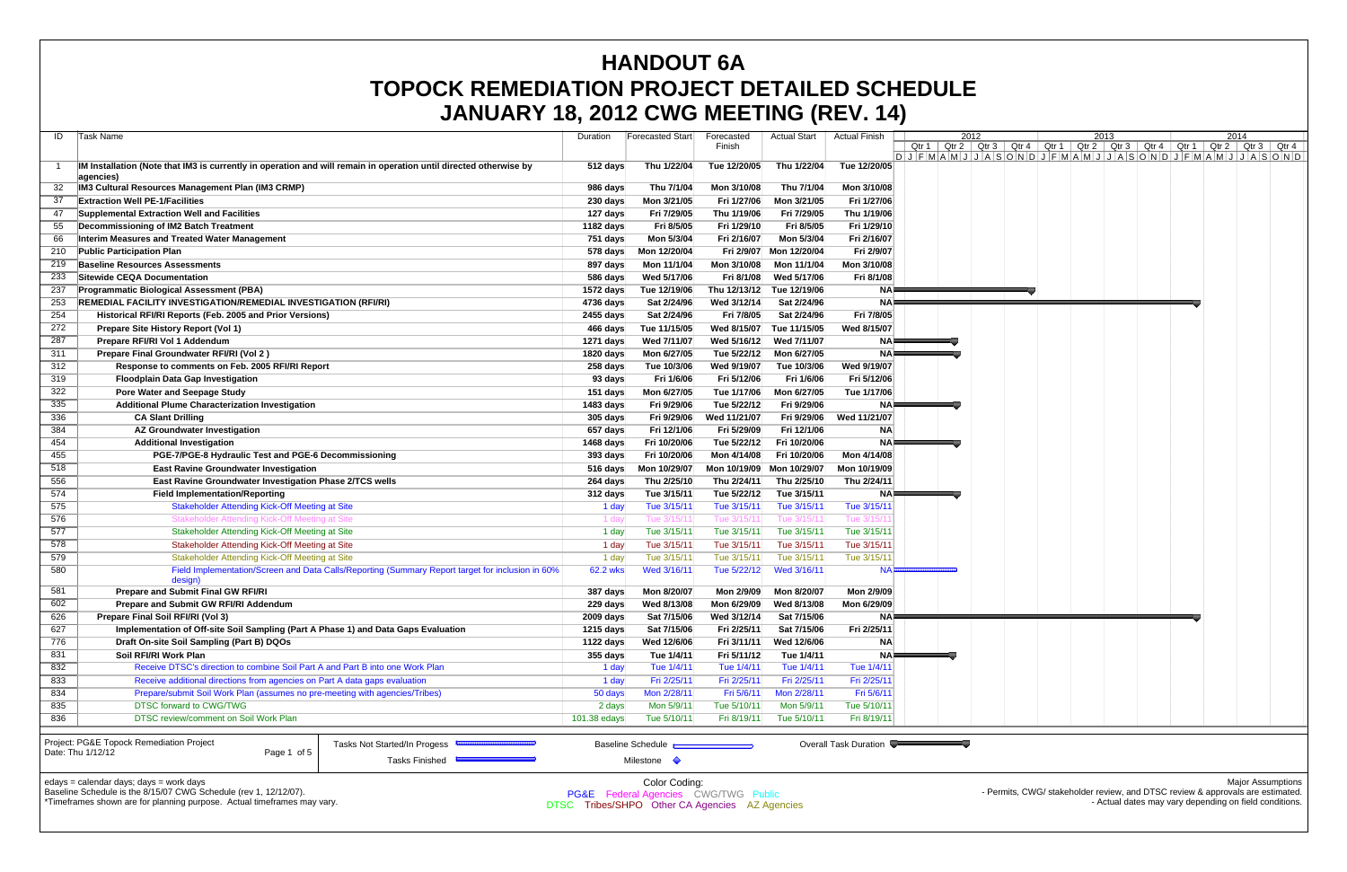# HANDOUT 6A
# TOPOCK REMEDIATION PROJECT DETAILED SCHEDULE
# JANUARY 18, 2012 CWG MEETING (REV. 14)

| ID | Task Name | Duration | Forecasted Start | Forecasted Finish | Actual Start | Actual Finish |
|---|---|---|---|---|---|---|
| 1 | **IM Installation (Note that IM3 is currently in operation and will remain in operation until directed otherwise by agencies)** | 512 days | Thu 1/22/04 | Tue 12/20/05 | Thu 1/22/04 | Tue 12/20/05 |
| 32 | **IM3 Cultural Resources Management Plan (IM3 CRMP)** | 986 days | Thu 7/1/04 | Mon 3/10/08 | Thu 7/1/04 | Mon 3/10/08 |
| 37 | **Extraction Well PE-1/Facilities** | 230 days | Mon 3/21/05 | Fri 1/27/06 | Mon 3/21/05 | Fri 1/27/06 |
| 47 | **Supplemental Extraction Well and Facilities** | 127 days | Fri 7/29/05 | Thu 1/19/06 | Fri 7/29/05 | Thu 1/19/06 |
| 55 | **Decommissioning of IM2 Batch Treatment** | 1182 days | Fri 8/5/05 | Fri 1/29/10 | Fri 8/5/05 | Fri 1/29/10 |
| 66 | **Interim Measures and Treated Water Management** | 751 days | Mon 5/3/04 | Fri 2/16/07 | Mon 5/3/04 | Fri 2/16/07 |
| 210 | **Public Participation Plan** | 578 days | Mon 12/20/04 | Fri 2/9/07 | Mon 12/20/04 | Fri 2/9/07 |
| 219 | **Baseline Resources Assessments** | 897 days | Mon 11/1/04 | Mon 3/10/08 | Mon 11/1/04 | Mon 3/10/08 |
| 233 | **Sitewide CEQA Documentation** | 586 days | Wed 5/17/06 | Fri 8/1/08 | Wed 5/17/06 | Fri 8/1/08 |
| 237 | **Programmatic Biological Assessment (PBA)** | 1572 days | Tue 12/19/06 | Thu 12/13/12 | Tue 12/19/06 | NA |
| 253 | **REMEDIAL FACILITY INVESTIGATION/REMEDIAL INVESTIGATION (RFI/RI)** | 4736 days | Sat 2/24/96 | Wed 3/12/14 | Sat 2/24/96 | NA |
| 254 | **Historical RFI/RI Reports (Feb. 2005 and Prior Versions)** | 2455 days | Sat 2/24/96 | Fri 7/8/05 | Sat 2/24/96 | Fri 7/8/05 |
| 272 | **Prepare Site History Report (Vol 1)** | 466 days | Tue 11/15/05 | Wed 8/15/07 | Tue 11/15/05 | Wed 8/15/07 |
| 287 | **Prepare RFI/RI Vol 1 Addendum** | 1271 days | Wed 7/11/07 | Wed 5/16/12 | Wed 7/11/07 | NA |
| 311 | **Prepare Final Groundwater RFI/RI (Vol 2 )** | 1820 days | Mon 6/27/05 | Tue 5/22/12 | Mon 6/27/05 | NA |
| 312 | **Response to comments on Feb. 2005 RFI/RI Report** | 258 days | Tue 10/3/06 | Wed 9/19/07 | Tue 10/3/06 | Wed 9/19/07 |
| 319 | **Floodplain Data Gap Investigation** | 93 days | Fri 1/6/06 | Fri 5/12/06 | Fri 1/6/06 | Fri 5/12/06 |
| 322 | **Pore Water and Seepage Study** | 151 days | Mon 6/27/05 | Tue 1/17/06 | Mon 6/27/05 | Tue 1/17/06 |
| 335 | **Additional Plume Characterization Investigation** | 1483 days | Fri 9/29/06 | Tue 5/22/12 | Fri 9/29/06 | NA |
| 336 | **CA Slant Drilling** | 305 days | Fri 9/29/06 | Wed 11/21/07 | Fri 9/29/06 | Wed 11/21/07 |
| 384 | **AZ Groundwater Investigation** | 657 days | Fri 12/1/06 | Fri 5/29/09 | Fri 12/1/06 | NA |
| 454 | **Additional Investigation** | 1468 days | Fri 10/20/06 | Tue 5/22/12 | Fri 10/20/06 | NA |
| 455 | **PGE-7/PGE-8 Hydraulic Test and PGE-6 Decommissioning** | 393 days | Fri 10/20/06 | Mon 4/14/08 | Fri 10/20/06 | Mon 4/14/08 |
| 518 | **East Ravine Groundwater Investigation** | 516 days | Mon 10/29/07 | Mon 10/19/09 | Mon 10/29/07 | Mon 10/19/09 |
| 556 | **East Ravine Groundwater Investigation Phase 2/TCS wells** | 264 days | Thu 2/25/10 | Thu 2/24/11 | Thu 2/25/10 | Thu 2/24/11 |
| 574 | **Field Implementation/Reporting** | 312 days | Tue 3/15/11 | Tue 5/22/12 | Tue 3/15/11 | NA |
| 575 | Stakeholder Attending Kick-Off Meeting at Site | 1 day | Tue 3/15/11 | Tue 3/15/11 | Tue 3/15/11 | Tue 3/15/11 |
| 576 | Stakeholder Attending Kick-Off Meeting at Site | 1 day | Tue 3/15/11 | Tue 3/15/11 | Tue 3/15/11 | Tue 3/15/11 |
| 577 | Stakeholder Attending Kick-Off Meeting at Site | 1 day | Tue 3/15/11 | Tue 3/15/11 | Tue 3/15/11 | Tue 3/15/11 |
| 578 | Stakeholder Attending Kick-Off Meeting at Site | 1 day | Tue 3/15/11 | Tue 3/15/11 | Tue 3/15/11 | Tue 3/15/11 |
| 579 | Stakeholder Attending Kick-Off Meeting at Site | 1 day | Tue 3/15/11 | Tue 3/15/11 | Tue 3/15/11 | Tue 3/15/11 |
| 580 | Field Implementation/Screen and Data Calls/Reporting (Summary Report target for inclusion in 60% design) | 62.2 wks | Wed 3/16/11 | Tue 5/22/12 | Wed 3/16/11 | NA |
| 581 | **Prepare and Submit Final GW RFI/RI** | 387 days | Mon 8/20/07 | Mon 2/9/09 | Mon 8/20/07 | Mon 2/9/09 |
| 602 | **Prepare and Submit GW RFI/RI Addendum** | 229 days | Wed 8/13/08 | Mon 6/29/09 | Wed 8/13/08 | Mon 6/29/09 |
| 626 | **Prepare Final Soil RFI/RI (Vol 3)** | 2009 days | Sat 7/15/06 | Wed 3/12/14 | Sat 7/15/06 | NA |
| 627 | **Implementation of Off-site Soil Sampling (Part A Phase 1) and Data Gaps Evaluation** | 1215 days | Sat 7/15/06 | Fri 2/25/11 | Sat 7/15/06 | Fri 2/25/11 |
| 776 | **Draft On-site Soil Sampling (Part B) DQOs** | 1122 days | Wed 12/6/06 | Fri 3/11/11 | Wed 12/6/06 | NA |
| 831 | **Soil RFI/RI Work Plan** | 355 days | Tue 1/4/11 | Fri 5/11/12 | Tue 1/4/11 | NA |
| 832 | Receive DTSC's direction to combine Soil Part A and Part B into one Work Plan | 1 day | Tue 1/4/11 | Tue 1/4/11 | Tue 1/4/11 | Tue 1/4/11 |
| 833 | Receive additional directions from agencies on Part A data gaps evaluation | 1 day | Fri 2/25/11 | Fri 2/25/11 | Fri 2/25/11 | Fri 2/25/11 |
| 834 | Prepare/submit Soil Work Plan (assumes no pre-meeting with agencies/Tribes) | 50 days | Mon 2/28/11 | Fri 5/6/11 | Mon 2/28/11 | Fri 5/6/11 |
| 835 | DTSC forward to CWG/TWG | 2 days | Mon 5/9/11 | Tue 5/10/11 | Mon 5/9/11 | Tue 5/10/11 |
| 836 | DTSC review/comment on Soil Work Plan | 101.38 edays | Tue 5/10/11 | Fri 8/19/11 | Tue 5/10/11 | Fri 8/19/11 |

Project: PG&E Topock Remediation Project
Date: Thu 1/12/12

Legend: Tasks Not Started/In Progress; Tasks Finished; Baseline Schedule; Milestone; Overall Task Duration

edays = calendar days; days = work days
Baseline Schedule is the 8/15/07 CWG Schedule (rev 1, 12/12/07).
*Timeframes shown are for planning purpose. Actual timeframes may vary.

Color Coding:
PG&E Federal Agencies CWG/TWG Public
DTSC Tribes/SHPO Other CA Agencies AZ Agencies

Major Assumptions
- Permits, CWG/ stakeholder review, and DTSC review & approvals are estimated.
- Actual dates may vary depending on field conditions.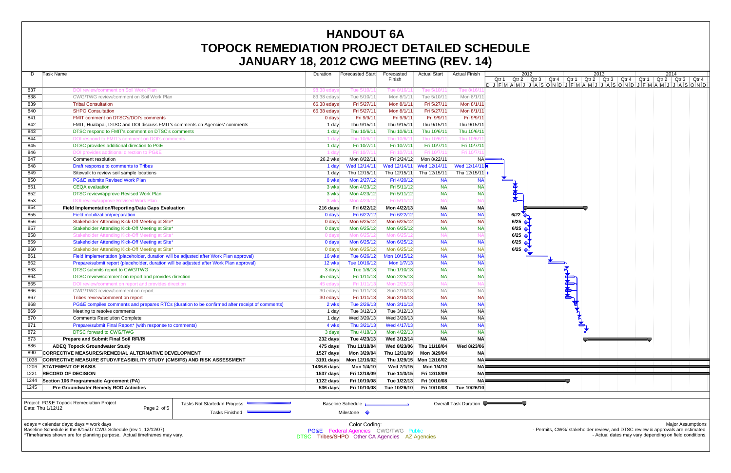# HANDOUT 6A
# TOPOCK REMEDIATION PROJECT DETAILED SCHEDULE
# JANUARY 18, 2012 CWG MEETING (REV. 14)

| ID | Task Name | Duration | Forecasted Start | Forecasted Finish | Actual Start | Actual Finish |
|---|---|---|---|---|---|---|
| 837 | DOI review/comment on Soil Work Plan | 98.38 edays | Tue 5/10/11 | Tue 8/16/11 | Tue 5/10/11 | Tue 8/16/11 |
| 838 | CWG/TWG review/comment on Soil Work Plan | 83.38 edays | Tue 5/10/11 | Mon 8/1/11 | Tue 5/10/11 | Mon 8/1/11 |
| 839 | Tribal Consultation | 66.38 edays | Fri 5/27/11 | Mon 8/1/11 | Fri 5/27/11 | Mon 8/1/11 |
| 840 | SHPO Consultation | 66.38 edays | Fri 5/27/11 | Mon 8/1/11 | Fri 5/27/11 | Mon 8/1/11 |
| 841 | FMIT comment on DTSC's/DOI's comments | 0 days | Fri 9/9/11 | Fri 9/9/11 | Fri 9/9/11 | Fri 9/9/11 |
| 842 | FMIT, Hualapai, DTSC and DOI discuss FMIT's comments on Agencies' comments | 1 day | Thu 9/15/11 | Thu 9/15/11 | Thu 9/15/11 | Thu 9/15/11 |
| 843 | DTSC respond to FMIT's comment on DTSC's comments | 1 day | Thu 10/6/11 | Thu 10/6/11 | Thu 10/6/11 | Thu 10/6/11 |
| 844 | DOI respond to FMIT's comment on DOI's comments | 1 day | Thu 10/6/11 | Thu 10/6/11 | Thu 10/6/11 | Thu 10/6/11 |
| 845 | DTSC provides additional direction to PGE | 1 day | Fri 10/7/11 | Fri 10/7/11 | Fri 10/7/11 | Fri 10/7/11 |
| 846 | DOI provides additional direction to PG&E | 1 day | Fri 10/7/11 | Fri 10/7/11 | Fri 10/7/11 | Fri 10/7/11 |
| 847 | Comment resolution | 26.2 wks | Mon 8/22/11 | Fri 2/24/12 | Mon 8/22/11 | NA |
| 848 | Draft response to comments to Tribes | 1 day | Wed 12/14/11 | Wed 12/14/11 | Wed 12/14/11 | Wed 12/14/11 |
| 849 | Sitewalk to review soil sample locations | 1 day | Thu 12/15/11 | Thu 12/15/11 | Thu 12/15/11 | Thu 12/15/11 |
| 850 | PG&E submits Revised Work Plan | 8 wks | Mon 2/27/12 | Fri 4/20/12 | NA | NA |
| 851 | CEQA evaluation | 3 wks | Mon 4/23/12 | Fri 5/11/12 | NA | NA |
| 852 | DTSC review/approve Revised Work Plan | 3 wks | Mon 4/23/12 | Fri 5/11/12 | NA | NA |
| 853 | DOI review/approve Revised Work Plan | 3 wks | Mon 4/23/12 | Fri 5/11/12 | NA | NA |
| 854 | **Field Implementation/Reporting/Data Gaps Evaluation** | **216 days** | **Fri 6/22/12** | **Mon 4/22/13** | **NA** | **NA** |
| 855 | Field mobilization/preparation | 0 days | Fri 6/22/12 | Fri 6/22/12 | NA | NA |
| 856 | Stakeholder Attending Kick-Off Meeting at Site* | 0 days | Mon 6/25/12 | Mon 6/25/12 | NA | NA |
| 857 | Stakeholder Attending Kick-Off Meeting at Site* | 0 days | Mon 6/25/12 | Mon 6/25/12 | NA | NA |
| 858 | Stakeholder Attending Kick-Off Meeting at Site* | 0 days | Mon 6/25/12 | Mon 6/25/12 | NA | NA |
| 859 | Stakeholder Attending Kick-Off Meeting at Site* | 0 days | Mon 6/25/12 | Mon 6/25/12 | NA | NA |
| 860 | Stakeholder Attending Kick-Off Meeting at Site* | 0 days | Mon 6/25/12 | Mon 6/25/12 | NA | NA |
| 861 | Field Implementation (placeholder, duration will be adjusted after Work Plan approval) | 16 wks | Tue 6/26/12 | Mon 10/15/12 | NA | NA |
| 862 | Prepare/submit report (placeholder, duration will be adjusted after Work Plan approval) | 12 wks | Tue 10/16/12 | Mon 1/7/13 | NA | NA |
| 863 | DTSC submits report to CWG/TWG | 3 days | Tue 1/8/13 | Thu 1/10/13 | NA | NA |
| 864 | DTSC review/comment on report and provides direction | 45 edays | Fri 1/11/13 | Mon 2/25/13 | NA | NA |
| 865 | DOI review/comment on report and provides direction | 45 edays | Fri 1/11/13 | Mon 2/25/13 | NA | NA |
| 866 | CWG/TWG review/comment on report | 30 edays | Fri 1/11/13 | Sun 2/10/13 | NA | NA |
| 867 | Tribes review/comment on report | 30 edays | Fri 1/11/13 | Sun 2/10/13 | NA | NA |
| 868 | PG&E compiles comments and prepares RTCs (duration to be confirmed after receipt of comments) | 2 wks | Tue 2/26/13 | Mon 3/11/13 | NA | NA |
| 869 | Meeting to resolve comments | 1 day | Tue 3/12/13 | Tue 3/12/13 | NA | NA |
| 870 | Comments Resolution Complete | 1 day | Wed 3/20/13 | Wed 3/20/13 | NA | NA |
| 871 | Prepare/submit Final Report* (with response to comments) | 4 wks | Thu 3/21/13 | Wed 4/17/13 | NA | NA |
| 872 | DTSC forward to CWG/TWG | 3 days | Thu 4/18/13 | Mon 4/22/13 | NA | NA |
| 873 | **Prepare and Submit Final Soil RFI/RI** | **232 days** | **Tue 4/23/13** | **Wed 3/12/14** | **NA** | **NA** |
| 886 | **ADEQ Topock Groundwater Study** | **475 days** | **Thu 11/18/04** | **Wed 8/23/06** | **Thu 11/18/04** | **Wed 8/23/06** |
| 890 | **CORRECTIVE MEASURES/REMEDIAL ALTERNATIVE DEVELOPMENT** | **1527 days** | **Mon 3/29/04** | **Thu 12/31/09** | **Mon 3/29/04** | **NA** |
| 1038 | **CORRECTIVE MEASURE STUDY/FEASIBILITY STUDY (CMS/FS) AND RISK ASSESSMENT** | **3191 days** | **Mon 12/16/02** | **Thu 1/29/15** | **Mon 12/16/02** | **NA** |
| 1206 | **STATEMENT OF BASIS** | **1436.6 days** | **Mon 1/4/10** | **Wed 7/1/15** | **Mon 1/4/10** | **NA** |
| 1221 | **RECORD OF DECISION** | **1537 days** | **Fri 12/18/09** | **Tue 11/3/15** | **Fri 12/18/09** | **NA** |
| 1244 | **Section 106 Programmatic Agreement (PA)** | **1122 days** | **Fri 10/10/08** | **Tue 1/22/13** | **Fri 10/10/08** | **NA** |
| 1245 | **Pre-Groundwater Remedy ROD Activities** | **536 days** | **Fri 10/10/08** | **Tue 10/26/10** | **Fri 10/10/08** | **Tue 10/26/10** |

Project: PG&E Topock Remediation Project
Date: Thu 1/12/12

Legend: Tasks Not Started/In Progess; Tasks Finished; Baseline Schedule; Milestone; Overall Task Duration

edays = calendar days; days = work days
Baseline Schedule is the 8/15/07 CWG Schedule (rev 1, 12/12/07).
*Timeframes shown are for planning purpose. Actual timeframes may vary.

Color Coding:
PG&E Federal Agencies CWG/TWG Public
DTSC Tribes/SHPO Other CA Agencies AZ Agencies

Major Assumptions
- Permits, CWG/ stakeholder review, and DTSC review & approvals are estimated.
- Actual dates may vary depending on field conditions.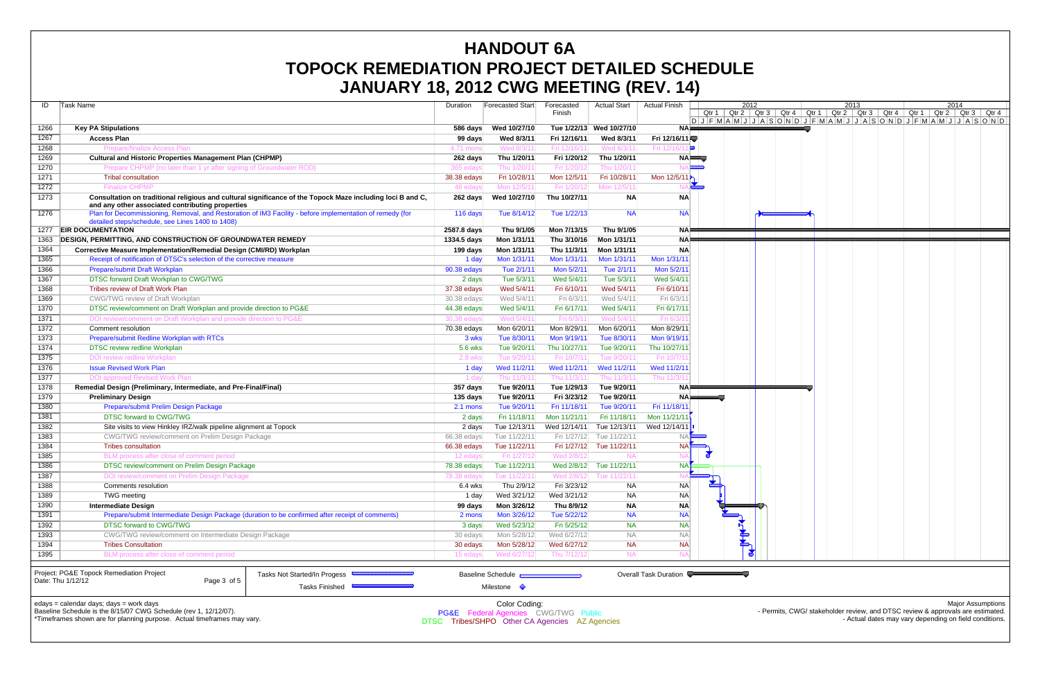# HANDOUT 6A
# TOPOCK REMEDIATION PROJECT DETAILED SCHEDULE
# JANUARY 18, 2012 CWG MEETING (REV. 14)

| ID | Task Name | Duration | Forecasted Start | Forecasted Finish | Actual Start | Actual Finish |
|---|---|---|---|---|---|---|
| 1266 | **Key PA Stipulations** | **586 days** | **Wed 10/27/10** | **Tue 1/22/13** | **Wed 10/27/10** | **NA** |
| 1267 | **Access Plan** | **99 days** | **Wed 8/3/11** | **Fri 12/16/11** | **Wed 8/3/11** | **Fri 12/16/11** |
| 1268 | Prepare/finalize Access Plan | 4.71 mons | Wed 8/3/11 | Fri 12/16/11 | Wed 8/3/11 | Fri 12/16/11 |
| 1269 | **Cultural and Historic Properties Management Plan (CHPMP)** | **262 days** | **Thu 1/20/11** | **Fri 1/20/12** | **Thu 1/20/11** | **NA** |
| 1270 | Prepare CHPMP (no later than 1 yr after signing of Groundwater ROD) | 365 edays | Thu 1/20/11 | Fri 1/20/12 | Thu 1/20/11 | NA |
| 1271 | Tribal consultation | 38.38 edays | Fri 10/28/11 | Mon 12/5/11 | Fri 10/28/11 | Mon 12/5/11 |
| 1272 | Finalize CHPMP | 46 edays | Mon 12/5/11 | Fri 1/20/12 | Mon 12/5/11 | NA |
| 1273 | **Consultation on traditional religious and cultural significance of the Topock Maze including loci B and C, and any other associated contributing properties** | **262 days** | **Wed 10/27/10** | **Thu 10/27/11** | **NA** | **NA** |
| 1276 | Plan for Decommissioning, Removal, and Restoration of IM3 Facility - before implementation of remedy (for detailed steps/schedule, see Lines 1400 to 1408) | 116 days | Tue 8/14/12 | Tue 1/22/13 | NA | NA |
| 1277 | **EIR DOCUMENTATION** | **2587.8 days** | **Thu 9/1/05** | **Mon 7/13/15** | **Thu 9/1/05** | **NA** |
| 1363 | **DESIGN, PERMITTING, AND CONSTRUCTION OF GROUNDWATER REMEDY** | **1334.5 days** | **Mon 1/31/11** | **Thu 3/10/16** | **Mon 1/31/11** | **NA** |
| 1364 | **Corrective Measure Implementation/Remedial Design (CMI/RD) Workplan** | **199 days** | **Mon 1/31/11** | **Thu 11/3/11** | **Mon 1/31/11** | **NA** |
| 1365 | Receipt of notification of DTSC's selection of the corrective measure | 1 day | Mon 1/31/11 | Mon 1/31/11 | Mon 1/31/11 | Mon 1/31/11 |
| 1366 | Prepare/submit Draft Workplan | 90.38 edays | Tue 2/1/11 | Mon 5/2/11 | Tue 2/1/11 | Mon 5/2/11 |
| 1367 | DTSC forward Draft Workplan to CWG/TWG | 2 days | Tue 5/3/11 | Wed 5/4/11 | Tue 5/3/11 | Wed 5/4/11 |
| 1368 | Tribes review of Draft Work Plan | 37.38 edays | Wed 5/4/11 | Fri 6/10/11 | Wed 5/4/11 | Fri 6/10/11 |
| 1369 | CWG/TWG review of Draft Workplan | 30.38 edays | Wed 5/4/11 | Fri 6/3/11 | Wed 5/4/11 | Fri 6/3/11 |
| 1370 | DTSC review/comment on Draft Workplan and provide direction to PG&E | 44.38 edays | Wed 5/4/11 | Fri 6/17/11 | Wed 5/4/11 | Fri 6/17/11 |
| 1371 | DOI review/comment on Draft Workplan and provide direction to PG&E | 30.38 edays | Wed 5/4/11 | Fri 6/3/11 | Wed 5/4/11 | Fri 6/3/11 |
| 1372 | Comment resolution | 70.38 edays | Mon 6/20/11 | Mon 8/29/11 | Mon 6/20/11 | Mon 8/29/11 |
| 1373 | Prepare/submit Redline Workplan with RTCs | 3 wks | Tue 8/30/11 | Mon 9/19/11 | Tue 8/30/11 | Mon 9/19/11 |
| 1374 | DTSC review redline Workplan | 5.6 wks | Tue 9/20/11 | Thu 10/27/11 | Tue 9/20/11 | Thu 10/27/11 |
| 1375 | DOI review redline Workplan | 2.8 wks | Tue 9/20/11 | Fri 10/7/11 | Tue 9/20/11 | Fri 10/7/11 |
| 1376 | Issue Revised Work Plan | 1 day | Wed 11/2/11 | Wed 11/2/11 | Wed 11/2/11 | Wed 11/2/11 |
| 1377 | DOI approved Revised Work Plan | 1 day | Thu 11/3/11 | Thu 11/3/11 | Thu 11/3/11 | Thu 11/3/11 |
| 1378 | **Remedial Design (Preliminary, Intermediate, and Pre-Final/Final)** | **357 days** | **Tue 9/20/11** | **Tue 1/29/13** | **Tue 9/20/11** | **NA** |
| 1379 | **Preliminary Design** | **135 days** | **Tue 9/20/11** | **Fri 3/23/12** | **Tue 9/20/11** | **NA** |
| 1380 | Prepare/submit Prelim Design Package | 2.1 mons | Tue 9/20/11 | Fri 11/18/11 | Tue 9/20/11 | Fri 11/18/11 |
| 1381 | DTSC forward to CWG/TWG | 2 days | Fri 11/18/11 | Mon 11/21/11 | Fri 11/18/11 | Mon 11/21/11 |
| 1382 | Site visits to view Hinkley IRZ/walk pipeline alignment at Topock | 2 days | Tue 12/13/11 | Wed 12/14/11 | Tue 12/13/11 | Wed 12/14/11 |
| 1383 | CWG/TWG review/comment on Prelim Design Package | 66.38 edays | Tue 11/22/11 | Fri 1/27/12 | Tue 11/22/11 | NA |
| 1384 | Tribes consultation | 66.38 edays | Tue 11/22/11 | Fri 1/27/12 | Tue 11/22/11 | NA |
| 1385 | BLM process after close of comment period | 12 edays | Fri 1/27/12 | Wed 2/8/12 | NA | NA |
| 1386 | DTSC review/comment on Prelim Design Package | 78.38 edays | Tue 11/22/11 | Wed 2/8/12 | Tue 11/22/11 | NA |
| 1387 | DOI review/comment on Prelim Design Package | 78.38 edays | Tue 11/22/11 | Wed 2/8/12 | Tue 11/22/11 | NA |
| 1388 | Comments resolution | 6.4 wks | Thu 2/9/12 | Fri 3/23/12 | NA | NA |
| 1389 | TWG meeting | 1 day | Wed 3/21/12 | Wed 3/21/12 | NA | NA |
| 1390 | **Intermediate Design** | **99 days** | **Mon 3/26/12** | **Thu 8/9/12** | **NA** | **NA** |
| 1391 | Prepare/submit Intermediate Design Package (duration to be confirmed after receipt of comments) | 2 mons | Mon 3/26/12 | Tue 5/22/12 | NA | NA |
| 1392 | DTSC forward to CWG/TWG | 3 days | Wed 5/23/12 | Fri 5/25/12 | NA | NA |
| 1393 | CWG/TWG review/comment on Intermediate Design Package | 30 edays | Mon 5/28/12 | Wed 6/27/12 | NA | NA |
| 1394 | Tribes Consultation | 30 edays | Mon 5/28/12 | Wed 6/27/12 | NA | NA |
| 1395 | BLM process after close of comment period | 15 edays | Wed 6/27/12 | Thu 7/12/12 | NA | NA |

Project: PG&E Topock Remediation Project
Date: Thu 1/12/12

Legend: Tasks Not Started/In Progess; Tasks Finished; Baseline Schedule; Milestone; Overall Task Duration

edays = calendar days; days = work days
Baseline Schedule is the 8/15/07 CWG Schedule (rev 1, 12/12/07).
*Timeframes shown are for planning purpose. Actual timeframes may vary.

Color Coding:
PG&E Federal Agencies CWG/TWG Public
DTSC Tribes/SHPO Other CA Agencies AZ Agencies

Major Assumptions
- Permits, CWG/ stakeholder review, and DTSC review & approvals are estimated.
- Actual dates may vary depending on field conditions.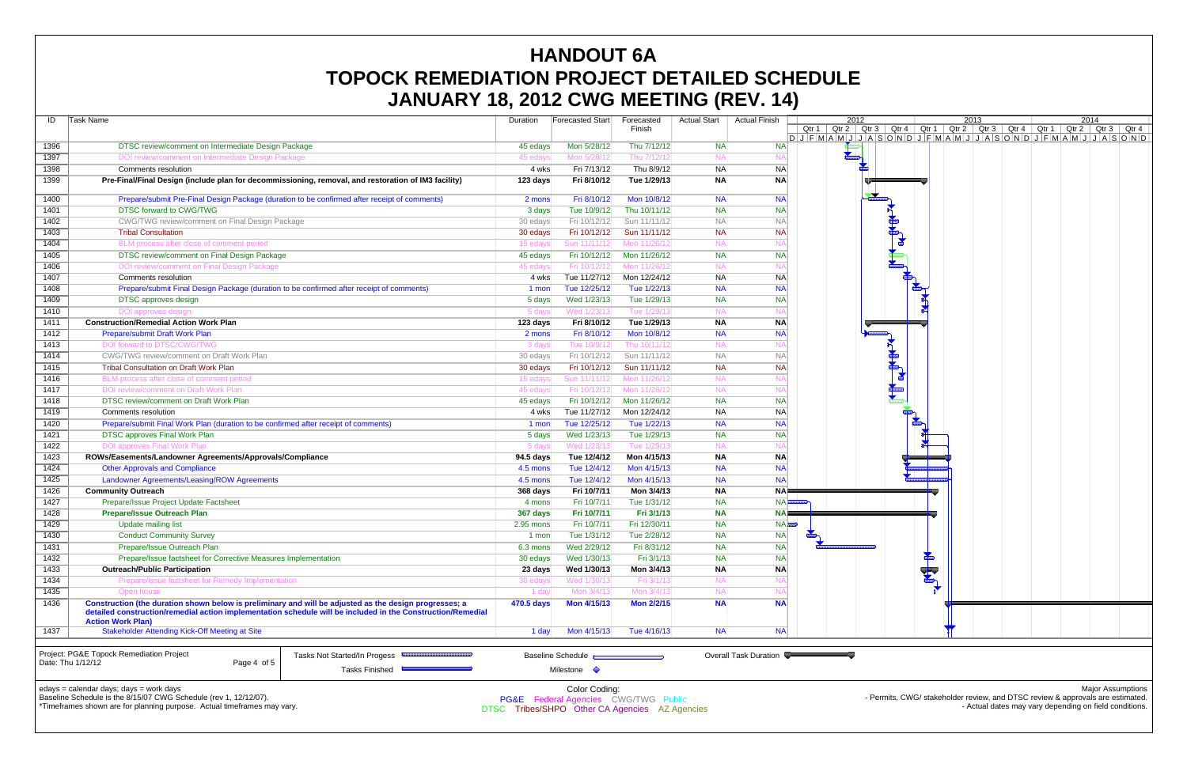# HANDOUT 6A
# TOPOCK REMEDIATION PROJECT DETAILED SCHEDULE
# JANUARY 18, 2012 CWG MEETING (REV. 14)

| ID | Task Name | Duration | Forecasted Start | Forecasted Finish | Actual Start | Actual Finish |
|---|---|---|---|---|---|---|
| 1396 | DTSC review/comment on Intermediate Design Package | 45 edays | Mon 5/28/12 | Thu 7/12/12 | NA | NA |
| 1397 | DOI review/comment on Intermediate Design Package | 45 edays | Mon 5/28/12 | Thu 7/12/12 | NA | NA |
| 1398 | Comments resolution | 4 wks | Fri 7/13/12 | Thu 8/9/12 | NA | NA |
| 1399 | **Pre-Final/Final Design (include plan for decommissioning, removal, and restoration of IM3 facility)** | **123 days** | **Fri 8/10/12** | **Tue 1/29/13** | **NA** | **NA** |
| 1400 | Prepare/submit Pre-Final Design Package (duration to be confirmed after receipt of comments) | 2 mons | Fri 8/10/12 | Mon 10/8/12 | NA | NA |
| 1401 | DTSC forward to CWG/TWG | 3 days | Tue 10/9/12 | Thu 10/11/12 | NA | NA |
| 1402 | CWG/TWG review/comment on Final Design Package | 30 edays | Fri 10/12/12 | Sun 11/11/12 | NA | NA |
| 1403 | Tribal Consultation | 30 edays | Fri 10/12/12 | Sun 11/11/12 | NA | NA |
| 1404 | BLM process after close of comment period | 15 edays | Sun 11/11/12 | Mon 11/26/12 | NA | NA |
| 1405 | DTSC review/comment on Final Design Package | 45 edays | Fri 10/12/12 | Mon 11/26/12 | NA | NA |
| 1406 | DOI review/comment on Final Design Package | 45 edays | Fri 10/12/12 | Mon 11/26/12 | NA | NA |
| 1407 | Comments resolution | 4 wks | Tue 11/27/12 | Mon 12/24/12 | NA | NA |
| 1408 | Prepare/submit Final Design Package (duration to be confirmed after receipt of comments) | 1 mon | Tue 12/25/12 | Tue 1/22/13 | NA | NA |
| 1409 | DTSC approves design | 5 days | Wed 1/23/13 | Tue 1/29/13 | NA | NA |
| 1410 | DOI approves design | 5 days | Wed 1/23/13 | Tue 1/29/13 | NA | NA |
| 1411 | **Construction/Remedial Action Work Plan** | **123 days** | **Fri 8/10/12** | **Tue 1/29/13** | **NA** | **NA** |
| 1412 | Prepare/submit Draft Work Plan | 2 mons | Fri 8/10/12 | Mon 10/8/12 | NA | NA |
| 1413 | DOI forward to DTSC/CWG/TWG | 3 days | Tue 10/9/12 | Thu 10/11/12 | NA | NA |
| 1414 | CWG/TWG review/comment on Draft Work Plan | 30 edays | Fri 10/12/12 | Sun 11/11/12 | NA | NA |
| 1415 | Tribal Consultation on Draft Work Plan | 30 edays | Fri 10/12/12 | Sun 11/11/12 | NA | NA |
| 1416 | BLM process after close of comment period | 15 edays | Sun 11/11/12 | Mon 11/26/12 | NA | NA |
| 1417 | DOI review/comment on Draft Work Plan | 45 edays | Fri 10/12/12 | Mon 11/26/12 | NA | NA |
| 1418 | DTSC review/comment on Draft Work Plan | 45 edays | Fri 10/12/12 | Mon 11/26/12 | NA | NA |
| 1419 | Comments resolution | 4 wks | Tue 11/27/12 | Mon 12/24/12 | NA | NA |
| 1420 | Prepare/submit Final Work Plan (duration to be confirmed after receipt of comments) | 1 mon | Tue 12/25/12 | Tue 1/22/13 | NA | NA |
| 1421 | DTSC approves Final Work Plan | 5 days | Wed 1/23/13 | Tue 1/29/13 | NA | NA |
| 1422 | DOI approves Final Work Plan | 5 days | Wed 1/23/13 | Tue 1/29/13 | NA | NA |
| 1423 | **ROWs/Easements/Landowner Agreements/Approvals/Compliance** | **94.5 days** | **Tue 12/4/12** | **Mon 4/15/13** | **NA** | **NA** |
| 1424 | Other Approvals and Compliance | 4.5 mons | Tue 12/4/12 | Mon 4/15/13 | NA | NA |
| 1425 | Landowner Agreements/Leasing/ROW Agreements | 4.5 mons | Tue 12/4/12 | Mon 4/15/13 | NA | NA |
| 1426 | **Community Outreach** | **368 days** | **Fri 10/7/11** | **Mon 3/4/13** | **NA** | **NA** |
| 1427 | Prepare/Issue Project Update Factsheet | 4 mons | Fri 10/7/11 | Tue 1/31/12 | NA | NA |
| 1428 | **Prepare/Issue Outreach Plan** | **367 days** | **Fri 10/7/11** | **Fri 3/1/13** | **NA** | **NA** |
| 1429 | Update mailing list | 2.95 mons | Fri 10/7/11 | Fri 12/30/11 | NA | NA |
| 1430 | Conduct Community Survey | 1 mon | Tue 1/31/12 | Tue 2/28/12 | NA | NA |
| 1431 | Prepare/Issue Outreach Plan | 6.3 mons | Wed 2/29/12 | Fri 8/31/12 | NA | NA |
| 1432 | Prepare/Issue factsheet for Corrective Measures Implementation | 30 edays | Wed 1/30/13 | Fri 3/1/13 | NA | NA |
| 1433 | **Outreach/Public Participation** | **23 days** | **Wed 1/30/13** | **Mon 3/4/13** | **NA** | **NA** |
| 1434 | Prepare/issue factsheet for Remedy Implementation | 30 edays | Wed 1/30/13 | Fri 3/1/13 | NA | NA |
| 1435 | Open house | 1 day | Mon 3/4/13 | Mon 3/4/13 | NA | NA |
| 1436 | **Construction (the duration shown below is preliminary and will be adjusted as the design progresses; a detailed construction/remedial action implementation schedule will be included in the Construction/Remedial Action Work Plan)** | **470.5 days** | **Mon 4/15/13** | **Mon 2/2/15** | **NA** | **NA** |
| 1437 | Stakeholder Attending Kick-Off Meeting at Site | 1 day | Mon 4/15/13 | Tue 4/16/13 | NA | NA |

Project: PG&E Topock Remediation Project
Date: Thu 1/12/12

Legend: Tasks Not Started/In Progess; Tasks Finished; Baseline Schedule; Milestone; Overall Task Duration

edays = calendar days; days = work days
Baseline Schedule is the 8/15/07 CWG Schedule (rev 1, 12/12/07).
*Timeframes shown are for planning purpose. Actual timeframes may vary.

Color Coding:
PG&E  Federal Agencies  CWG/TWG  Public
DTSC  Tribes/SHPO  Other CA Agencies  AZ Agencies

Major Assumptions
- Permits, CWG/ stakeholder review, and DTSC review & approvals are estimated.
- Actual dates may vary depending on field conditions.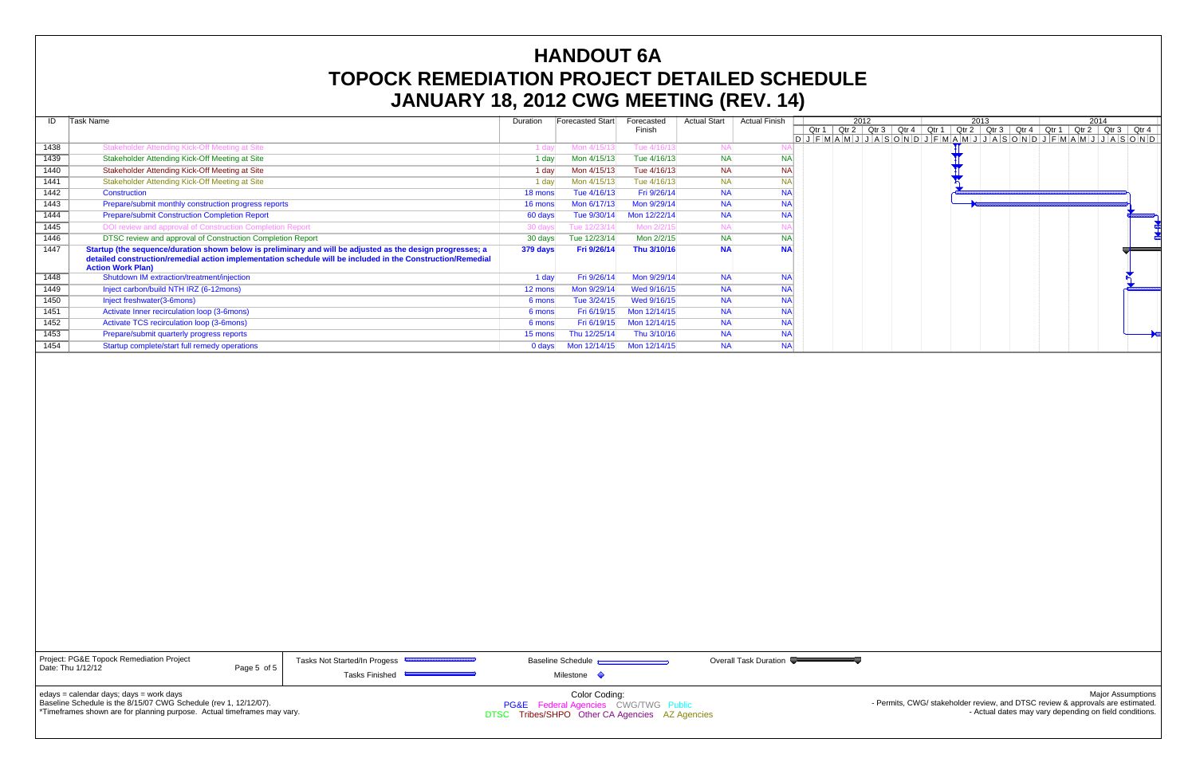# HANDOUT 6A
# TOPOCK REMEDIATION PROJECT DETAILED SCHEDULE
# JANUARY 18, 2012 CWG MEETING (REV. 14)

| ID | Task Name | Duration | Forecasted Start | Forecasted Finish | Actual Start | Actual Finish |
|---|---|---|---|---|---|---|
| 1438 | Stakeholder Attending Kick-Off Meeting at Site | 1 day | Mon 4/15/13 | Tue 4/16/13 | NA | NA |
| 1439 | Stakeholder Attending Kick-Off Meeting at Site | 1 day | Mon 4/15/13 | Tue 4/16/13 | NA | NA |
| 1440 | Stakeholder Attending Kick-Off Meeting at Site | 1 day | Mon 4/15/13 | Tue 4/16/13 | NA | NA |
| 1441 | Stakeholder Attending Kick-Off Meeting at Site | 1 day | Mon 4/15/13 | Tue 4/16/13 | NA | NA |
| 1442 | Construction | 18 mons | Tue 4/16/13 | Fri 9/26/14 | NA | NA |
| 1443 | Prepare/submit monthly construction progress reports | 16 mons | Mon 6/17/13 | Mon 9/29/14 | NA | NA |
| 1444 | Prepare/submit Construction Completion Report | 60 days | Tue 9/30/14 | Mon 12/22/14 | NA | NA |
| 1445 | DOI review and approval of Construction Completion Report | 30 days | Tue 12/23/14 | Mon 2/2/15 | NA | NA |
| 1446 | DTSC review and approval of Construction Completion Report | 30 days | Tue 12/23/14 | Mon 2/2/15 | NA | NA |
| 1447 | **Startup (the sequence/duration shown below is preliminary and will be adjusted as the design progresses; a detailed construction/remedial action implementation schedule will be included in the Construction/Remedial Action Work Plan)** | **379 days** | **Fri 9/26/14** | **Thu 3/10/16** | **NA** | **NA** |
| 1448 | Shutdown IM extraction/treatment/injection | 1 day | Fri 9/26/14 | Mon 9/29/14 | NA | NA |
| 1449 | Inject carbon/build NTH IRZ (6-12mons) | 12 mons | Mon 9/29/14 | Wed 9/16/15 | NA | NA |
| 1450 | Inject freshwater(3-6mons) | 6 mons | Tue 3/24/15 | Wed 9/16/15 | NA | NA |
| 1451 | Activate Inner recirculation loop (3-6mons) | 6 mons | Fri 6/19/15 | Mon 12/14/15 | NA | NA |
| 1452 | Activate TCS recirculation loop (3-6mons) | 6 mons | Fri 6/19/15 | Mon 12/14/15 | NA | NA |
| 1453 | Prepare/submit quarterly progress reports | 15 mons | Thu 12/25/14 | Thu 3/10/16 | NA | NA |
| 1454 | Startup complete/start full remedy operations | 0 days | Mon 12/14/15 | Mon 12/14/15 | NA | NA |

2012 | 2013 | 2014
Qtr 1 | Qtr 2 | Qtr 3 | Qtr 4

Project: PG&E Topock Remediation Project
Date: Thu 1/12/12
Page 5 of 5

Tasks Not Started/In Progess
Tasks Finished
Baseline Schedule
Milestone
Overall Task Duration

edays = calendar days; days = work days
Baseline Schedule is the 8/15/07 CWG Schedule (rev 1, 12/12/07).
*Timeframes shown are for planning purpose. Actual timeframes may vary.

Color Coding:
PG&E Federal Agencies CWG/TWG Public
DTSC Tribes/SHPO Other CA Agencies AZ Agencies

Major Assumptions
- Permits, CWG/ stakeholder review, and DTSC review & approvals are estimated.
- Actual dates may vary depending on field conditions.